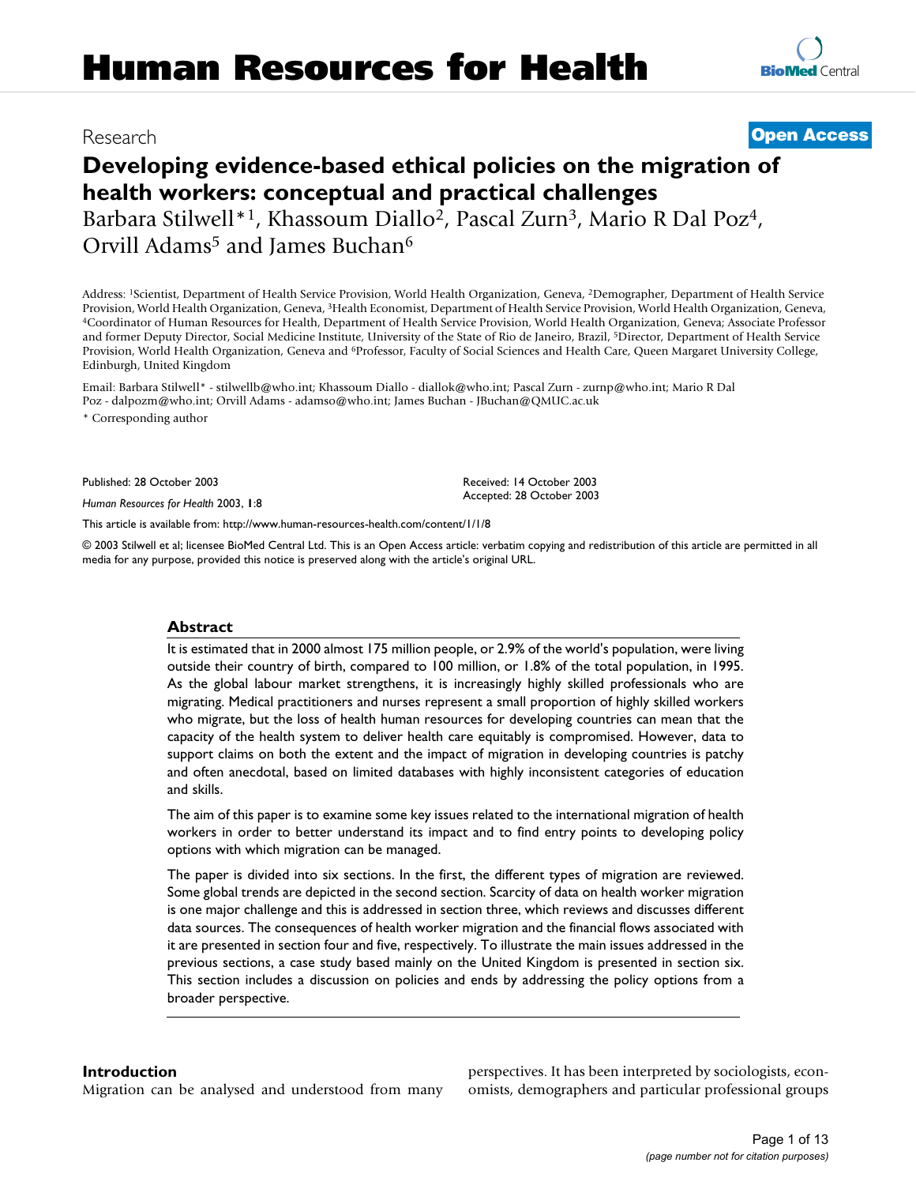# Human Resources for Health

Research

**Open Access**

## Developing evidence-based ethical policies on the migration of health workers: conceptual and practical challenges

Barbara Stilwell*[1], Khassoum Diallo[2], Pascal Zurn[3], Mario R Dal Poz[4], Orvill Adams[5] and James Buchan[6]

Address: [1]Scientist, Department of Health Service Provision, World Health Organization, Geneva, [2]Demographer, Department of Health Service Provision, World Health Organization, Geneva, [3]Health Economist, Department of Health Service Provision, World Health Organization, Geneva, [4]Coordinator of Human Resources for Health, Department of Health Service Provision, World Health Organization, Geneva; Associate Professor and former Deputy Director, Social Medicine Institute, University of the State of Rio de Janeiro, Brazil, [5]Director, Department of Health Service Provision, World Health Organization, Geneva and [6]Professor, Faculty of Social Sciences and Health Care, Queen Margaret University College, Edinburgh, United Kingdom

Email: Barbara Stilwell* - stilwellb@who.int; Khassoum Diallo - diallok@who.int; Pascal Zurn - zurnp@who.int; Mario R Dal Poz - dalpozm@who.int; Orvill Adams - adamso@who.int; James Buchan - JBuchan@QMUC.ac.uk

\* Corresponding author

Published: 28 October 2003

*Human Resources for Health* 2003, **1**:8

Received: 14 October 2003
Accepted: 28 October 2003

This article is available from: http://www.human-resources-health.com/content/1/1/8

© 2003 Stilwell et al; licensee BioMed Central Ltd. This is an Open Access article: verbatim copying and redistribution of this article are permitted in all media for any purpose, provided this notice is preserved along with the article's original URL.

### Abstract

It is estimated that in 2000 almost 175 million people, or 2.9% of the world's population, were living outside their country of birth, compared to 100 million, or 1.8% of the total population, in 1995. As the global labour market strengthens, it is increasingly highly skilled professionals who are migrating. Medical practitioners and nurses represent a small proportion of highly skilled workers who migrate, but the loss of health human resources for developing countries can mean that the capacity of the health system to deliver health care equitably is compromised. However, data to support claims on both the extent and the impact of migration in developing countries is patchy and often anecdotal, based on limited databases with highly inconsistent categories of education and skills.

The aim of this paper is to examine some key issues related to the international migration of health workers in order to better understand its impact and to find entry points to developing policy options with which migration can be managed.

The paper is divided into six sections. In the first, the different types of migration are reviewed. Some global trends are depicted in the second section. Scarcity of data on health worker migration is one major challenge and this is addressed in section three, which reviews and discusses different data sources. The consequences of health worker migration and the financial flows associated with it are presented in section four and five, respectively. To illustrate the main issues addressed in the previous sections, a case study based mainly on the United Kingdom is presented in section six. This section includes a discussion on policies and ends by addressing the policy options from a broader perspective.

### Introduction

Migration can be analysed and understood from many perspectives. It has been interpreted by sociologists, economists, demographers and particular professional groups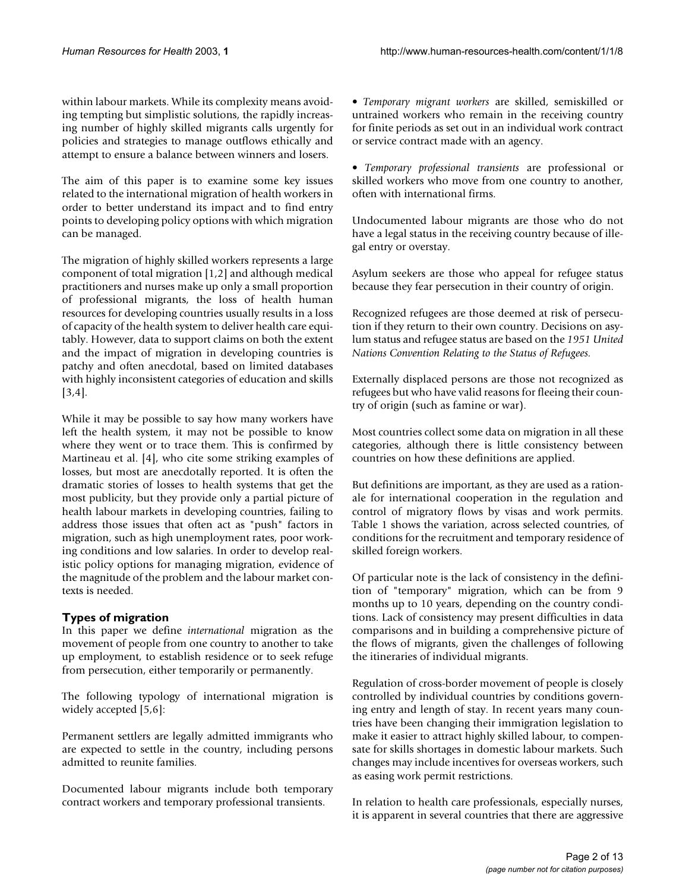within labour markets. While its complexity means avoiding tempting but simplistic solutions, the rapidly increasing number of highly skilled migrants calls urgently for policies and strategies to manage outflows ethically and attempt to ensure a balance between winners and losers.

The aim of this paper is to examine some key issues related to the international migration of health workers in order to better understand its impact and to find entry points to developing policy options with which migration can be managed.

The migration of highly skilled workers represents a large component of total migration [1,2] and although medical practitioners and nurses make up only a small proportion of professional migrants, the loss of health human resources for developing countries usually results in a loss of capacity of the health system to deliver health care equitably. However, data to support claims on both the extent and the impact of migration in developing countries is patchy and often anecdotal, based on limited databases with highly inconsistent categories of education and skills [3,4].

While it may be possible to say how many workers have left the health system, it may not be possible to know where they went or to trace them. This is confirmed by Martineau et al. [4], who cite some striking examples of losses, but most are anecdotally reported. It is often the dramatic stories of losses to health systems that get the most publicity, but they provide only a partial picture of health labour markets in developing countries, failing to address those issues that often act as "push" factors in migration, such as high unemployment rates, poor working conditions and low salaries. In order to develop realistic policy options for managing migration, evidence of the magnitude of the problem and the labour market contexts is needed.

## Types of migration

In this paper we define *international* migration as the movement of people from one country to another to take up employment, to establish residence or to seek refuge from persecution, either temporarily or permanently.

The following typology of international migration is widely accepted [5,6]:

Permanent settlers are legally admitted immigrants who are expected to settle in the country, including persons admitted to reunite families.

Documented labour migrants include both temporary contract workers and temporary professional transients.

- *Temporary migrant workers* are skilled, semiskilled or untrained workers who remain in the receiving country for finite periods as set out in an individual work contract or service contract made with an agency.
- *Temporary professional transients* are professional or skilled workers who move from one country to another, often with international firms.

Undocumented labour migrants are those who do not have a legal status in the receiving country because of illegal entry or overstay.

Asylum seekers are those who appeal for refugee status because they fear persecution in their country of origin.

Recognized refugees are those deemed at risk of persecution if they return to their own country. Decisions on asylum status and refugee status are based on the *1951 United Nations Convention Relating to the Status of Refugees.*

Externally displaced persons are those not recognized as refugees but who have valid reasons for fleeing their country of origin (such as famine or war).

Most countries collect some data on migration in all these categories, although there is little consistency between countries on how these definitions are applied.

But definitions are important, as they are used as a rationale for international cooperation in the regulation and control of migratory flows by visas and work permits. Table 1 shows the variation, across selected countries, of conditions for the recruitment and temporary residence of skilled foreign workers.

Of particular note is the lack of consistency in the definition of "temporary" migration, which can be from 9 months up to 10 years, depending on the country conditions. Lack of consistency may present difficulties in data comparisons and in building a comprehensive picture of the flows of migrants, given the challenges of following the itineraries of individual migrants.

Regulation of cross-border movement of people is closely controlled by individual countries by conditions governing entry and length of stay. In recent years many countries have been changing their immigration legislation to make it easier to attract highly skilled labour, to compensate for skills shortages in domestic labour markets. Such changes may include incentives for overseas workers, such as easing work permit restrictions.

In relation to health care professionals, especially nurses, it is apparent in several countries that there are aggressive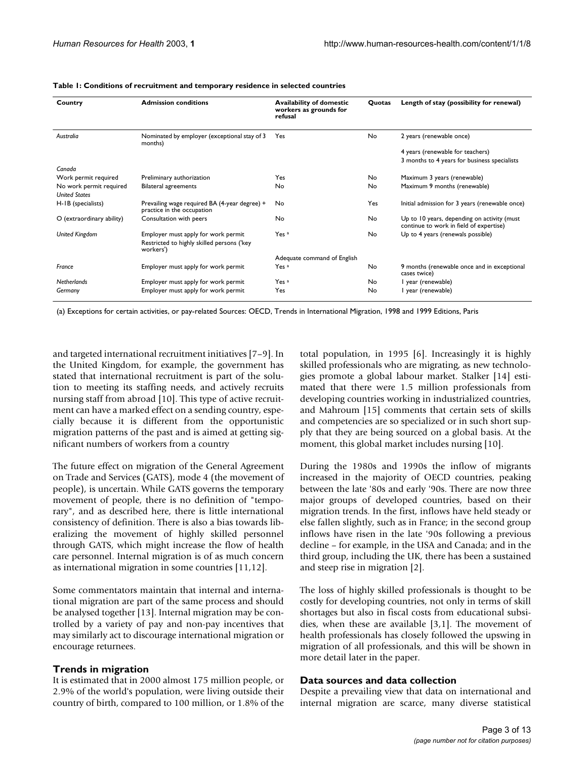**Table 1: Conditions of recruitment and temporary residence in selected countries**

| Country | Admission conditions | Availability of domestic workers as grounds for refusal | Quotas | Length of stay (possibility for renewal) |
|---|---|---|---|---|
| *Australia* | Nominated by employer (exceptional stay of 3 months) | Yes | No | 2 years (renewable once) |
| | | | | 4 years (renewable for teachers) |
| | | | | 3 months to 4 years for business specialists |
| *Canada* | | | | |
| Work permit required | Preliminary authorization | Yes | No | Maximum 3 years (renewable) |
| No work permit required | Bilateral agreements | No | No | Maximum 9 months (renewable) |
| *United States* | | | | |
| H-1B (specialists) | Prevailing wage required BA (4-year degree) + practice in the occupation | No | Yes | Initial admission for 3 years (renewable once) |
| O (extraordinary ability) | Consultation with peers | No | No | Up to 10 years, depending on activity (must continue to work in field of expertise) |
| *United Kingdom* | Employer must apply for work permit<br>Restricted to highly skilled persons ('key workers') | Yes [a] | No | Up to 4 years (renewals possible) |
| | | Adequate command of English | | |
| *France* | Employer must apply for work permit | Yes [a] | No | 9 months (renewable once and in exceptional cases twice) |
| *Netherlands* | Employer must apply for work permit | Yes [a] | No | 1 year (renewable) |
| *Germany* | Employer must apply for work permit | Yes | No | 1 year (renewable) |

(a) Exceptions for certain activities, or pay-related Sources: OECD, Trends in International Migration, 1998 and 1999 Editions, Paris

and targeted international recruitment initiatives [7–9]. In the United Kingdom, for example, the government has stated that international recruitment is part of the solution to meeting its staffing needs, and actively recruits nursing staff from abroad [10]. This type of active recruitment can have a marked effect on a sending country, especially because it is different from the opportunistic migration patterns of the past and is aimed at getting significant numbers of workers from a country

The future effect on migration of the General Agreement on Trade and Services (GATS), mode 4 (the movement of people), is uncertain. While GATS governs the temporary movement of people, there is no definition of "temporary", and as described here, there is little international consistency of definition. There is also a bias towards liberalizing the movement of highly skilled personnel through GATS, which might increase the flow of health care personnel. Internal migration is of as much concern as international migration in some countries [11,12].

Some commentators maintain that internal and international migration are part of the same process and should be analysed together [13]. Internal migration may be controlled by a variety of pay and non-pay incentives that may similarly act to discourage international migration or encourage returnees.

## Trends in migration

It is estimated that in 2000 almost 175 million people, or 2.9% of the world's population, were living outside their country of birth, compared to 100 million, or 1.8% of the total population, in 1995 [6]. Increasingly it is highly skilled professionals who are migrating, as new technologies promote a global labour market. Stalker [14] estimated that there were 1.5 million professionals from developing countries working in industrialized countries, and Mahroum [15] comments that certain sets of skills and competencies are so specialized or in such short supply that they are being sourced on a global basis. At the moment, this global market includes nursing [10].

During the 1980s and 1990s the inflow of migrants increased in the majority of OECD countries, peaking between the late '80s and early '90s. There are now three major groups of developed countries, based on their migration trends. In the first, inflows have held steady or else fallen slightly, such as in France; in the second group inflows have risen in the late '90s following a previous decline – for example, in the USA and Canada; and in the third group, including the UK, there has been a sustained and steep rise in migration [2].

The loss of highly skilled professionals is thought to be costly for developing countries, not only in terms of skill shortages but also in fiscal costs from educational subsidies, when these are available [3,1]. The movement of health professionals has closely followed the upswing in migration of all professionals, and this will be shown in more detail later in the paper.

## Data sources and data collection

Despite a prevailing view that data on international and internal migration are scarce, many diverse statistical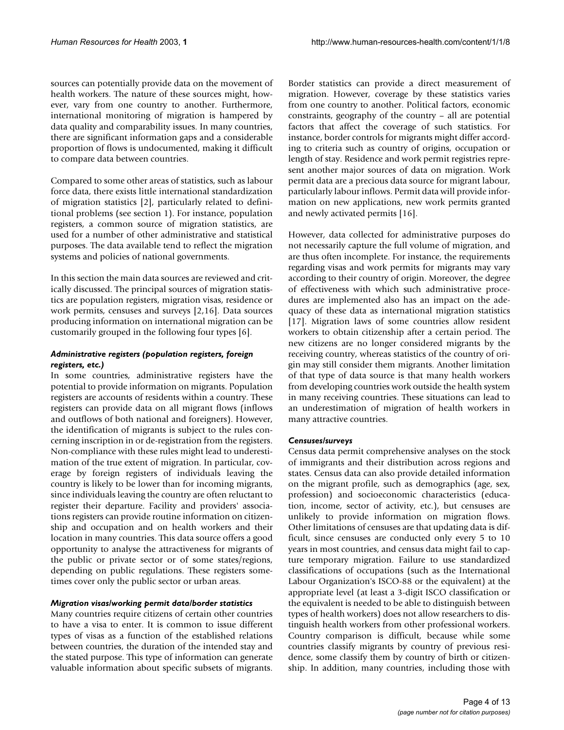sources can potentially provide data on the movement of health workers. The nature of these sources might, however, vary from one country to another. Furthermore, international monitoring of migration is hampered by data quality and comparability issues. In many countries, there are significant information gaps and a considerable proportion of flows is undocumented, making it difficult to compare data between countries.

Compared to some other areas of statistics, such as labour force data, there exists little international standardization of migration statistics [2], particularly related to definitional problems (see section 1). For instance, population registers, a common source of migration statistics, are used for a number of other administrative and statistical purposes. The data available tend to reflect the migration systems and policies of national governments.

In this section the main data sources are reviewed and critically discussed. The principal sources of migration statistics are population registers, migration visas, residence or work permits, censuses and surveys [2,16]. Data sources producing information on international migration can be customarily grouped in the following four types [6].

#### *Administrative registers (population registers, foreign registers, etc.)*

In some countries, administrative registers have the potential to provide information on migrants. Population registers are accounts of residents within a country. These registers can provide data on all migrant flows (inflows and outflows of both national and foreigners). However, the identification of migrants is subject to the rules concerning inscription in or de-registration from the registers. Non-compliance with these rules might lead to underestimation of the true extent of migration. In particular, coverage by foreign registers of individuals leaving the country is likely to be lower than for incoming migrants, since individuals leaving the country are often reluctant to register their departure. Facility and providers' associations registers can provide routine information on citizenship and occupation and on health workers and their location in many countries. This data source offers a good opportunity to analyse the attractiveness for migrants of the public or private sector or of some states/regions, depending on public regulations. These registers sometimes cover only the public sector or urban areas.

#### *Migration visas/working permit data/border statistics*

Many countries require citizens of certain other countries to have a visa to enter. It is common to issue different types of visas as a function of the established relations between countries, the duration of the intended stay and the stated purpose. This type of information can generate valuable information about specific subsets of migrants. Border statistics can provide a direct measurement of migration. However, coverage by these statistics varies from one country to another. Political factors, economic constraints, geography of the country – all are potential factors that affect the coverage of such statistics. For instance, border controls for migrants might differ according to criteria such as country of origins, occupation or length of stay. Residence and work permit registries represent another major sources of data on migration. Work permit data are a precious data source for migrant labour, particularly labour inflows. Permit data will provide information on new applications, new work permits granted and newly activated permits [16].

However, data collected for administrative purposes do not necessarily capture the full volume of migration, and are thus often incomplete. For instance, the requirements regarding visas and work permits for migrants may vary according to their country of origin. Moreover, the degree of effectiveness with which such administrative procedures are implemented also has an impact on the adequacy of these data as international migration statistics [17]. Migration laws of some countries allow resident workers to obtain citizenship after a certain period. The new citizens are no longer considered migrants by the receiving country, whereas statistics of the country of origin may still consider them migrants. Another limitation of that type of data source is that many health workers from developing countries work outside the health system in many receiving countries. These situations can lead to an underestimation of migration of health workers in many attractive countries.

#### *Censuses/surveys*

Census data permit comprehensive analyses on the stock of immigrants and their distribution across regions and states. Census data can also provide detailed information on the migrant profile, such as demographics (age, sex, profession) and socioeconomic characteristics (education, income, sector of activity, etc.), but censuses are unlikely to provide information on migration flows. Other limitations of censuses are that updating data is difficult, since censuses are conducted only every 5 to 10 years in most countries, and census data might fail to capture temporary migration. Failure to use standardized classifications of occupations (such as the International Labour Organization's ISCO-88 or the equivalent) at the appropriate level (at least a 3-digit ISCO classification or the equivalent is needed to be able to distinguish between types of health workers) does not allow researchers to distinguish health workers from other professional workers. Country comparison is difficult, because while some countries classify migrants by country of previous residence, some classify them by country of birth or citizenship. In addition, many countries, including those with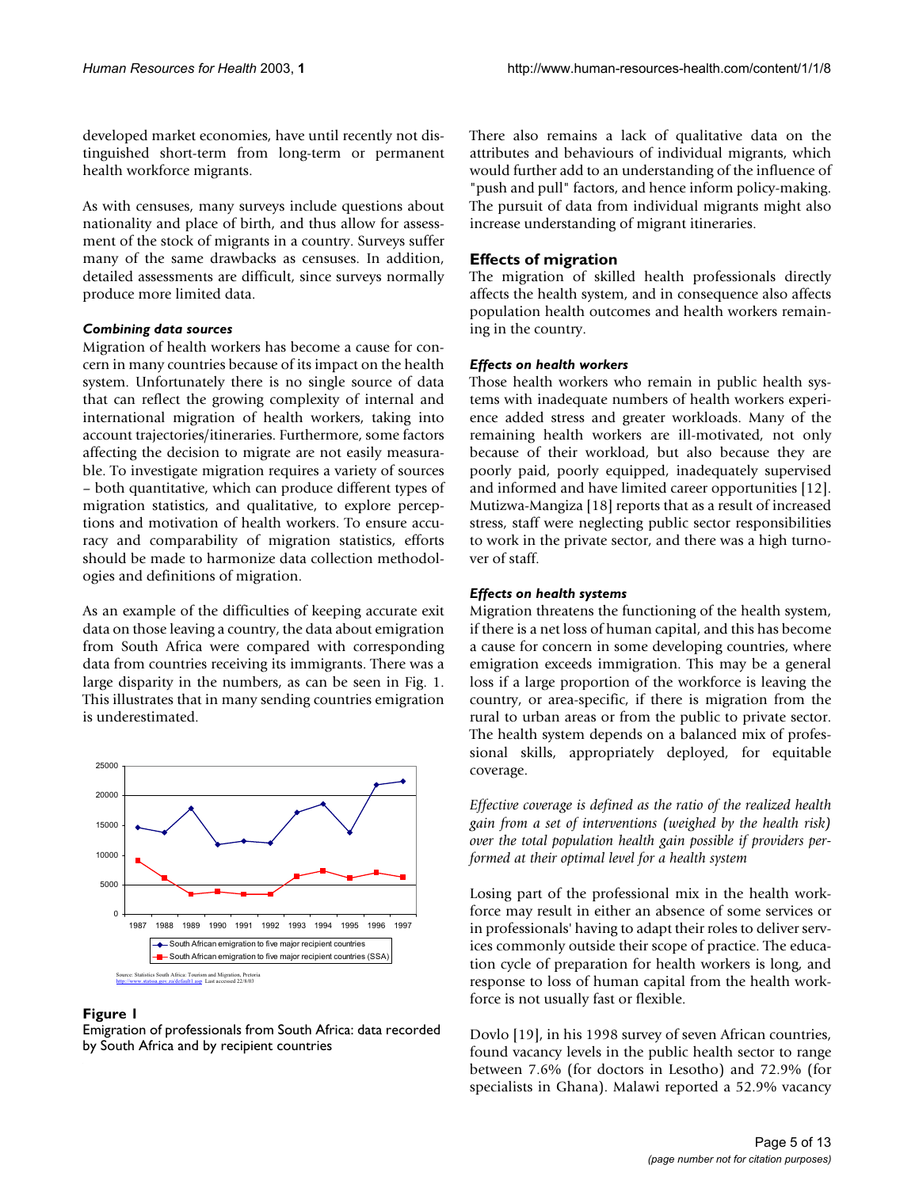developed market economies, have until recently not distinguished short-term from long-term or permanent health workforce migrants.

As with censuses, many surveys include questions about nationality and place of birth, and thus allow for assessment of the stock of migrants in a country. Surveys suffer many of the same drawbacks as censuses. In addition, detailed assessments are difficult, since surveys normally produce more limited data.

#### *Combining data sources*

Migration of health workers has become a cause for concern in many countries because of its impact on the health system. Unfortunately there is no single source of data that can reflect the growing complexity of internal and international migration of health workers, taking into account trajectories/itineraries. Furthermore, some factors affecting the decision to migrate are not easily measurable. To investigate migration requires a variety of sources – both quantitative, which can produce different types of migration statistics, and qualitative, to explore perceptions and motivation of health workers. To ensure accuracy and comparability of migration statistics, efforts should be made to harmonize data collection methodologies and definitions of migration.

As an example of the difficulties of keeping accurate exit data on those leaving a country, the data about emigration from South Africa were compared with corresponding data from countries receiving its immigrants. There was a large disparity in the numbers, as can be seen in Fig. 1. This illustrates that in many sending countries emigration is underestimated.

25000
20000
15000
10000
5000
0
1987 1988 1989 1990 1991 1992 1993 1994 1995 1996 1997

South African emigration to five major recipient countries
South African emigration to five major recipient countries (SSA)

Source: Statistics South Africa: Tourism and Migration, Pretoria
http://www.statssa.gov.za/default1.asp Last accessed 22/8/03

**Figure 1**
Emigration of professionals from South Africa: data recorded by South Africa and by recipient countries

There also remains a lack of qualitative data on the attributes and behaviours of individual migrants, which would further add to an understanding of the influence of "push and pull" factors, and hence inform policy-making. The pursuit of data from individual migrants might also increase understanding of migrant itineraries.

### Effects of migration

The migration of skilled health professionals directly affects the health system, and in consequence also affects population health outcomes and health workers remaining in the country.

#### *Effects on health workers*

Those health workers who remain in public health systems with inadequate numbers of health workers experience added stress and greater workloads. Many of the remaining health workers are ill-motivated, not only because of their workload, but also because they are poorly paid, poorly equipped, inadequately supervised and informed and have limited career opportunities [12]. Mutizwa-Mangiza [18] reports that as a result of increased stress, staff were neglecting public sector responsibilities to work in the private sector, and there was a high turnover of staff.

#### *Effects on health systems*

Migration threatens the functioning of the health system, if there is a net loss of human capital, and this has become a cause for concern in some developing countries, where emigration exceeds immigration. This may be a general loss if a large proportion of the workforce is leaving the country, or area-specific, if there is migration from the rural to urban areas or from the public to private sector. The health system depends on a balanced mix of professional skills, appropriately deployed, for equitable coverage.

*Effective coverage is defined as the ratio of the realized health gain from a set of interventions (weighed by the health risk) over the total population health gain possible if providers performed at their optimal level for a health system*

Losing part of the professional mix in the health workforce may result in either an absence of some services or in professionals' having to adapt their roles to deliver services commonly outside their scope of practice. The education cycle of preparation for health workers is long, and response to loss of human capital from the health workforce is not usually fast or flexible.

Dovlo [19], in his 1998 survey of seven African countries, found vacancy levels in the public health sector to range between 7.6% (for doctors in Lesotho) and 72.9% (for specialists in Ghana). Malawi reported a 52.9% vacancy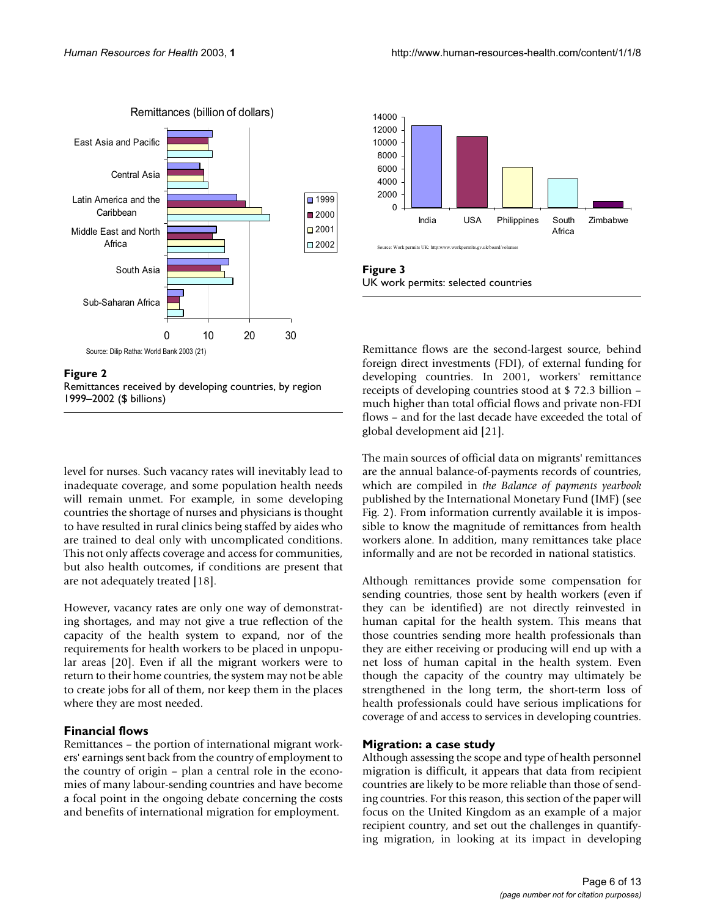Figure 2
Remittances received by developing countries, by region 1999–2002 ($ billions)

Figure 3
UK work permits: selected countries

level for nurses. Such vacancy rates will inevitably lead to inadequate coverage, and some population health needs will remain unmet. For example, in some developing countries the shortage of nurses and physicians is thought to have resulted in rural clinics being staffed by aides who are trained to deal only with uncomplicated conditions. This not only affects coverage and access for communities, but also health outcomes, if conditions are present that are not adequately treated [18].

However, vacancy rates are only one way of demonstrating shortages, and may not give a true reflection of the capacity of the health system to expand, nor of the requirements for health workers to be placed in unpopular areas [20]. Even if all the migrant workers were to return to their home countries, the system may not be able to create jobs for all of them, nor keep them in the places where they are most needed.

### Financial flows

Remittances – the portion of international migrant workers' earnings sent back from the country of employment to the country of origin – plan a central role in the economies of many labour-sending countries and have become a focal point in the ongoing debate concerning the costs and benefits of international migration for employment.

Remittance flows are the second-largest source, behind foreign direct investments (FDI), of external funding for developing countries. In 2001, workers' remittance receipts of developing countries stood at $ 72.3 billion – much higher than total official flows and private non-FDI flows – and for the last decade have exceeded the total of global development aid [21].

The main sources of official data on migrants' remittances are the annual balance-of-payments records of countries, which are compiled in *the Balance of payments yearbook* published by the International Monetary Fund (IMF) (see Fig. 2). From information currently available it is impossible to know the magnitude of remittances from health workers alone. In addition, many remittances take place informally and are not be recorded in national statistics.

Although remittances provide some compensation for sending countries, those sent by health workers (even if they can be identified) are not directly reinvested in human capital for the health system. This means that those countries sending more health professionals than they are either receiving or producing will end up with a net loss of human capital in the health system. Even though the capacity of the country may ultimately be strengthened in the long term, the short-term loss of health professionals could have serious implications for coverage of and access to services in developing countries.

### Migration: a case study

Although assessing the scope and type of health personnel migration is difficult, it appears that data from recipient countries are likely to be more reliable than those of sending countries. For this reason, this section of the paper will focus on the United Kingdom as an example of a major recipient country, and set out the challenges in quantifying migration, in looking at its impact in developing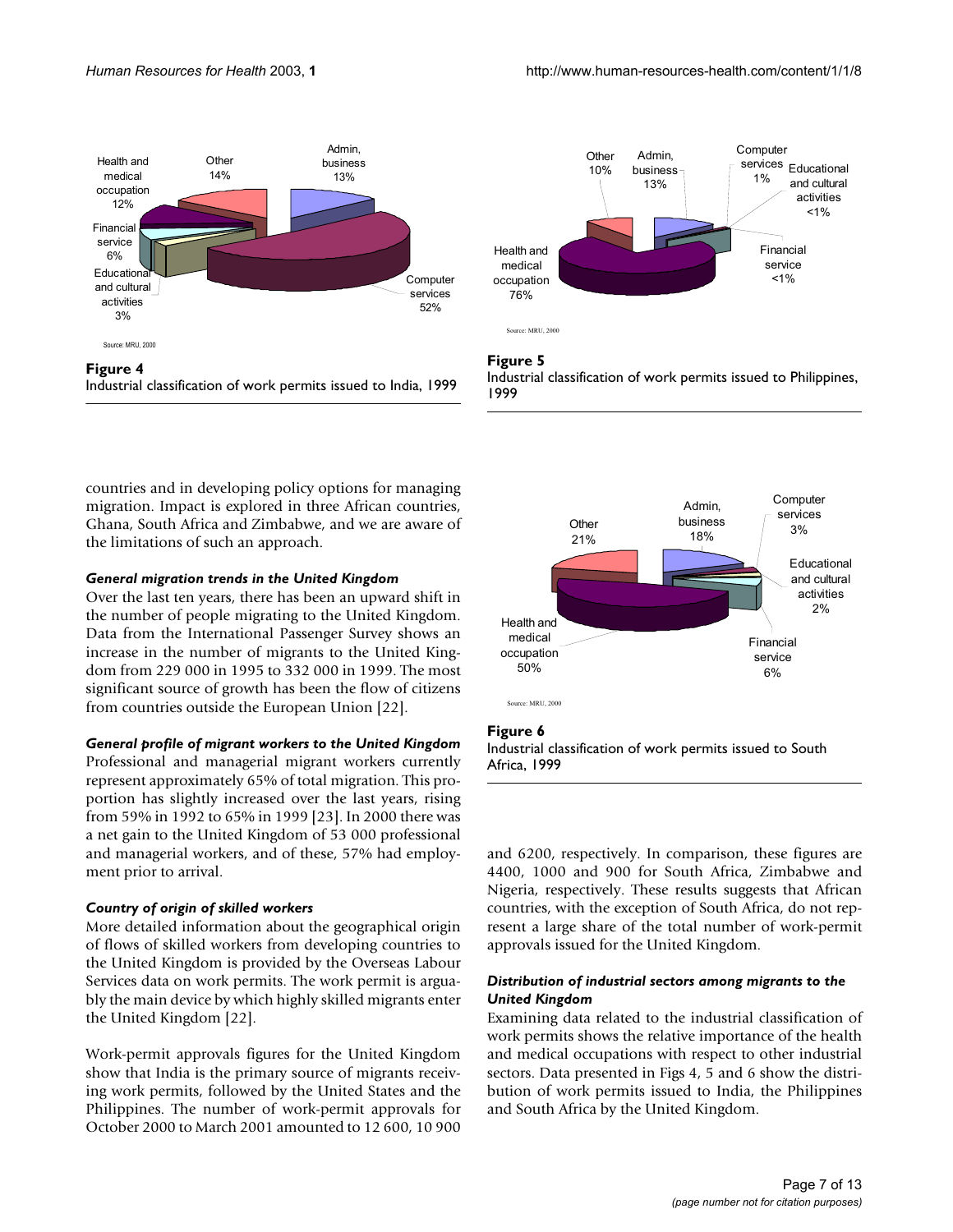**Figure 4**
Industrial classification of work permits issued to India, 1999

**Figure 5**
Industrial classification of work permits issued to Philippines, 1999

countries and in developing policy options for managing migration. Impact is explored in three African countries, Ghana, South Africa and Zimbabwe, and we are aware of the limitations of such an approach.

### *General migration trends in the United Kingdom*

Over the last ten years, there has been an upward shift in the number of people migrating to the United Kingdom. Data from the International Passenger Survey shows an increase in the number of migrants to the United Kingdom from 229 000 in 1995 to 332 000 in 1999. The most significant source of growth has been the flow of citizens from countries outside the European Union [22].

### *General profile of migrant workers to the United Kingdom*

Professional and managerial migrant workers currently represent approximately 65% of total migration. This proportion has slightly increased over the last years, rising from 59% in 1992 to 65% in 1999 [23]. In 2000 there was a net gain to the United Kingdom of 53 000 professional and managerial workers, and of these, 57% had employment prior to arrival.

### *Country of origin of skilled workers*

More detailed information about the geographical origin of flows of skilled workers from developing countries to the United Kingdom is provided by the Overseas Labour Services data on work permits. The work permit is arguably the main device by which highly skilled migrants enter the United Kingdom [22].

Work-permit approvals figures for the United Kingdom show that India is the primary source of migrants receiving work permits, followed by the United States and the Philippines. The number of work-permit approvals for October 2000 to March 2001 amounted to 12 600, 10 900 and 6200, respectively. In comparison, these figures are 4400, 1000 and 900 for South Africa, Zimbabwe and Nigeria, respectively. These results suggests that African countries, with the exception of South Africa, do not represent a large share of the total number of work-permit approvals issued for the United Kingdom.

**Figure 6**
Industrial classification of work permits issued to South Africa, 1999

### *Distribution of industrial sectors among migrants to the United Kingdom*

Examining data related to the industrial classification of work permits shows the relative importance of the health and medical occupations with respect to other industrial sectors. Data presented in Figs 4, 5 and 6 show the distribution of work permits issued to India, the Philippines and South Africa by the United Kingdom.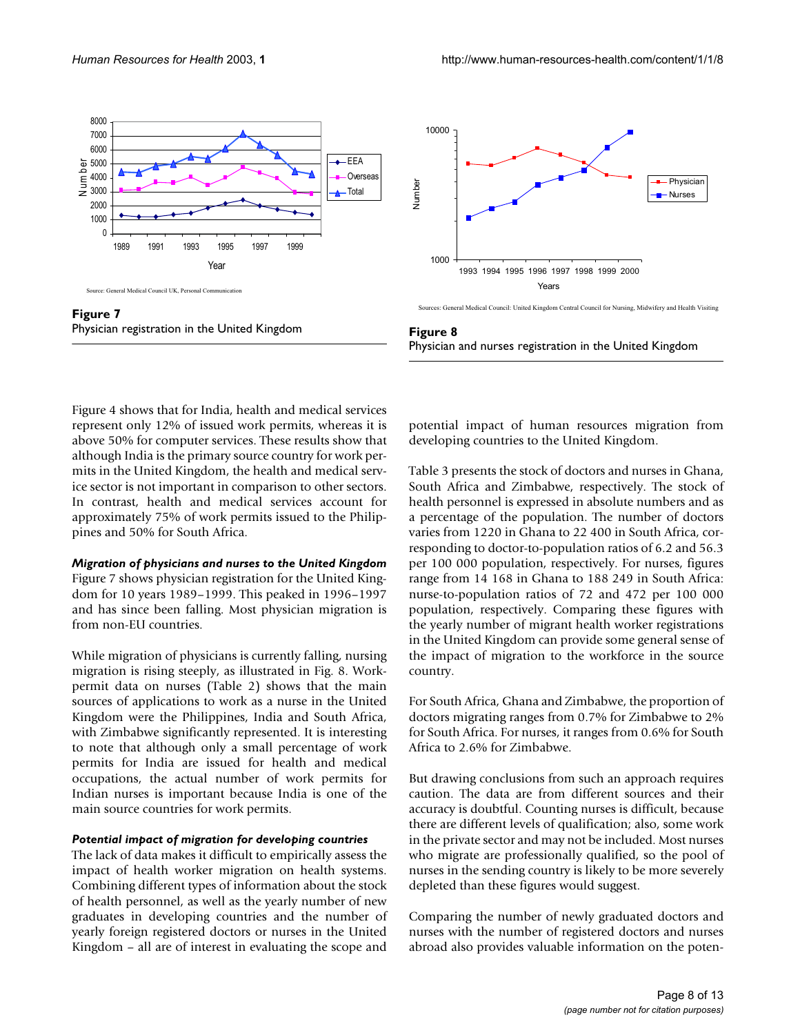Source: General Medical Council UK, Personal Communication

**Figure 7**
Physician registration in the United Kingdom

Sources: General Medical Council: United Kingdom Central Council for Nursing, Midwifery and Health Visiting

**Figure 8**
Physician and nurses registration in the United Kingdom

Figure 4 shows that for India, health and medical services represent only 12% of issued work permits, whereas it is above 50% for computer services. These results show that although India is the primary source country for work permits in the United Kingdom, the health and medical service sector is not important in comparison to other sectors. In contrast, health and medical services account for approximately 75% of work permits issued to the Philippines and 50% for South Africa.

### *Migration of physicians and nurses to the United Kingdom*

Figure 7 shows physician registration for the United Kingdom for 10 years 1989–1999. This peaked in 1996–1997 and has since been falling. Most physician migration is from non-EU countries.

While migration of physicians is currently falling, nursing migration is rising steeply, as illustrated in Fig. 8. Work-permit data on nurses (Table 2) shows that the main sources of applications to work as a nurse in the United Kingdom were the Philippines, India and South Africa, with Zimbabwe significantly represented. It is interesting to note that although only a small percentage of work permits for India are issued for health and medical occupations, the actual number of work permits for Indian nurses is important because India is one of the main source countries for work permits.

### *Potential impact of migration for developing countries*

The lack of data makes it difficult to empirically assess the impact of health worker migration on health systems. Combining different types of information about the stock of health personnel, as well as the yearly number of new graduates in developing countries and the number of yearly foreign registered doctors or nurses in the United Kingdom – all are of interest in evaluating the scope and potential impact of human resources migration from developing countries to the United Kingdom.

Table 3 presents the stock of doctors and nurses in Ghana, South Africa and Zimbabwe, respectively. The stock of health personnel is expressed in absolute numbers and as a percentage of the population. The number of doctors varies from 1220 in Ghana to 22 400 in South Africa, corresponding to doctor-to-population ratios of 6.2 and 56.3 per 100 000 population, respectively. For nurses, figures range from 14 168 in Ghana to 188 249 in South Africa: nurse-to-population ratios of 72 and 472 per 100 000 population, respectively. Comparing these figures with the yearly number of migrant health worker registrations in the United Kingdom can provide some general sense of the impact of migration to the workforce in the source country.

For South Africa, Ghana and Zimbabwe, the proportion of doctors migrating ranges from 0.7% for Zimbabwe to 2% for South Africa. For nurses, it ranges from 0.6% for South Africa to 2.6% for Zimbabwe.

But drawing conclusions from such an approach requires caution. The data are from different sources and their accuracy is doubtful. Counting nurses is difficult, because there are different levels of qualification; also, some work in the private sector and may not be included. Most nurses who migrate are professionally qualified, so the pool of nurses in the sending country is likely to be more severely depleted than these figures would suggest.

Comparing the number of newly graduated doctors and nurses with the number of registered doctors and nurses abroad also provides valuable information on the poten-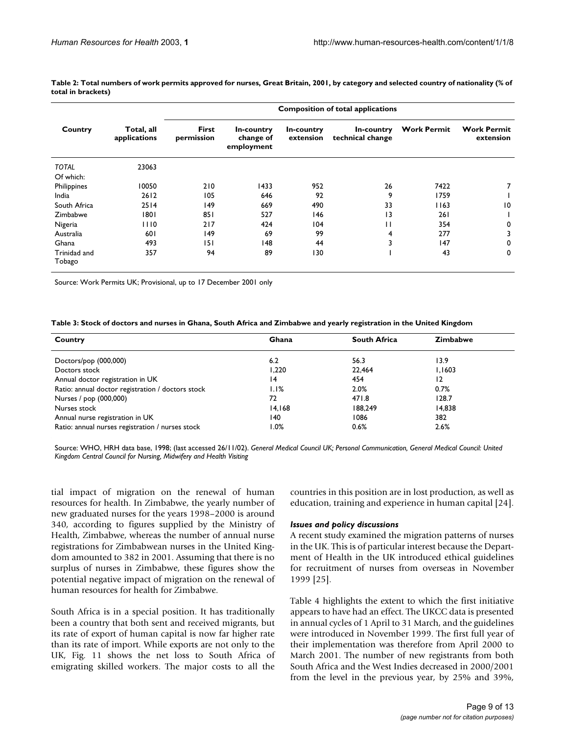**Table 2: Total numbers of work permits approved for nurses, Great Britain, 2001, by category and selected country of nationality (% of total in brackets)**

| Country | Total, all applications | Composition of total applications | | | | | |
|---|---|---|---|---|---|---|---|
| | | First permission | In-country change of employment | In-country extension | In-country technical change | Work Permit | Work Permit extension |
| *TOTAL* | 23063 | | | | | | |
| Of which: | | | | | | | |
| Philippines | 10050 | 210 | 1433 | 952 | 26 | 7422 | 7 |
| India | 2612 | 105 | 646 | 92 | 9 | 1759 | 1 |
| South Africa | 2514 | 149 | 669 | 490 | 33 | 1163 | 10 |
| Zimbabwe | 1801 | 851 | 527 | 146 | 13 | 261 | 1 |
| Nigeria | 1110 | 217 | 424 | 104 | 11 | 354 | 0 |
| Australia | 601 | 149 | 69 | 99 | 4 | 277 | 3 |
| Ghana | 493 | 151 | 148 | 44 | 3 | 147 | 0 |
| Trinidad and Tobago | 357 | 94 | 89 | 130 | 1 | 43 | 0 |

Source: Work Permits UK; Provisional, up to 17 December 2001 only

**Table 3: Stock of doctors and nurses in Ghana, South Africa and Zimbabwe and yearly registration in the United Kingdom**

| Country | Ghana | South Africa | Zimbabwe |
|---|---|---|---|
| Doctors/pop (000,000) | 6.2 | 56.3 | 13.9 |
| Doctors stock | 1,220 | 22,464 | 1,1603 |
| Annual doctor registration in UK | 14 | 454 | 12 |
| Ratio: annual doctor registration / doctors stock | 1.1% | 2.0% | 0.7% |
| Nurses / pop (000,000) | 72 | 471.8 | 128.7 |
| Nurses stock | 14,168 | 188,249 | 14,838 |
| Annual nurse registration in UK | 140 | 1086 | 382 |
| Ratio: annual nurses registration / nurses stock | 1.0% | 0.6% | 2.6% |

Source: WHO, HRH data base, 1998; (last accessed 26/11/02). *General Medical Council UK; Personal Communication, General Medical Council: United Kingdom Central Council for Nursing, Midwifery and Health Visiting*

tial impact of migration on the renewal of human resources for health. In Zimbabwe, the yearly number of new graduated nurses for the years 1998–2000 is around 340, according to figures supplied by the Ministry of Health, Zimbabwe, whereas the number of annual nurse registrations for Zimbabwean nurses in the United Kingdom amounted to 382 in 2001. Assuming that there is no surplus of nurses in Zimbabwe, these figures show the potential negative impact of migration on the renewal of human resources for health for Zimbabwe.

South Africa is in a special position. It has traditionally been a country that both sent and received migrants, but its rate of export of human capital is now far higher rate than its rate of import. While exports are not only to the UK, Fig. 11 shows the net loss to South Africa of emigrating skilled workers. The major costs to all the countries in this position are in lost production, as well as education, training and experience in human capital [24].

### *Issues and policy discussions*

A recent study examined the migration patterns of nurses in the UK. This is of particular interest because the Department of Health in the UK introduced ethical guidelines for recruitment of nurses from overseas in November 1999 [25].

Table 4 highlights the extent to which the first initiative appears to have had an effect. The UKCC data is presented in annual cycles of 1 April to 31 March, and the guidelines were introduced in November 1999. The first full year of their implementation was therefore from April 2000 to March 2001. The number of new registrants from both South Africa and the West Indies decreased in 2000/2001 from the level in the previous year, by 25% and 39%,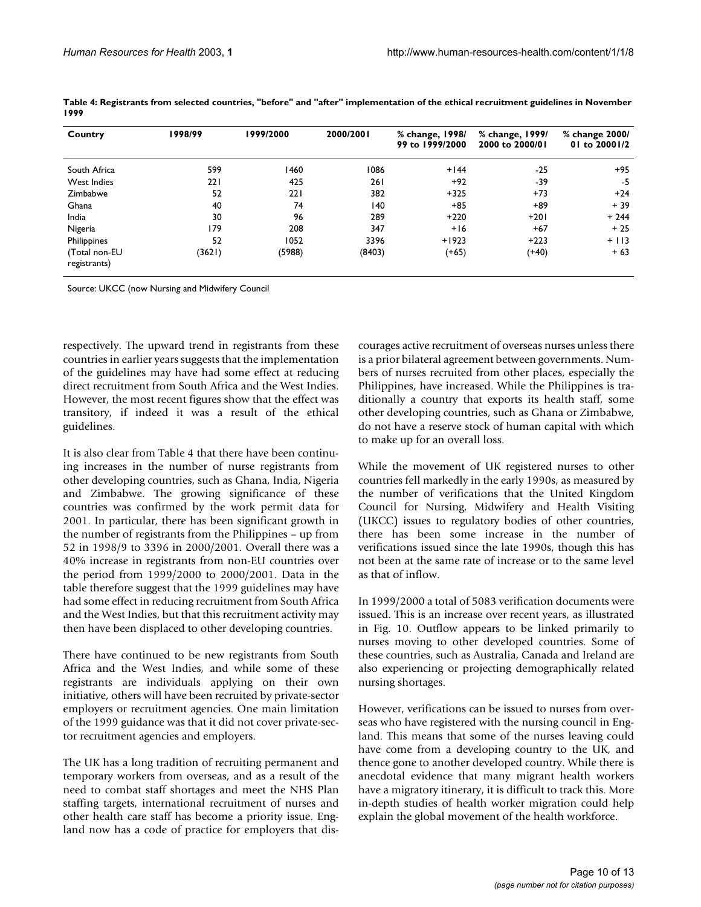**Table 4: Registrants from selected countries, "before" and "after" implementation of the ethical recruitment guidelines in November 1999**

| Country | 1998/99 | 1999/2000 | 2000/2001 | % change, 1998/99 to 1999/2000 | % change, 1999/2000 to 2000/01 | % change 2000/01 to 20001/2 |
| --- | --- | --- | --- | --- | --- | --- |
| South Africa | 599 | 1460 | 1086 | +144 | -25 | +95 |
| West Indies | 221 | 425 | 261 | +92 | -39 | -5 |
| Zimbabwe | 52 | 221 | 382 | +325 | +73 | +24 |
| Ghana | 40 | 74 | 140 | +85 | +89 | + 39 |
| India | 30 | 96 | 289 | +220 | +201 | + 244 |
| Nigeria | 179 | 208 | 347 | +16 | +67 | + 25 |
| Philippines | 52 | 1052 | 3396 | +1923 | +223 | + 113 |
| (Total non-EU registrants) | (3621) | (5988) | (8403) | (+65) | (+40) | + 63 |

Source: UKCC (now Nursing and Midwifery Council

respectively. The upward trend in registrants from these countries in earlier years suggests that the implementation of the guidelines may have had some effect at reducing direct recruitment from South Africa and the West Indies. However, the most recent figures show that the effect was transitory, if indeed it was a result of the ethical guidelines.

It is also clear from Table 4 that there have been continuing increases in the number of nurse registrants from other developing countries, such as Ghana, India, Nigeria and Zimbabwe. The growing significance of these countries was confirmed by the work permit data for 2001. In particular, there has been significant growth in the number of registrants from the Philippines – up from 52 in 1998/9 to 3396 in 2000/2001. Overall there was a 40% increase in registrants from non-EU countries over the period from 1999/2000 to 2000/2001. Data in the table therefore suggest that the 1999 guidelines may have had some effect in reducing recruitment from South Africa and the West Indies, but that this recruitment activity may then have been displaced to other developing countries.

There have continued to be new registrants from South Africa and the West Indies, and while some of these registrants are individuals applying on their own initiative, others will have been recruited by private-sector employers or recruitment agencies. One main limitation of the 1999 guidance was that it did not cover private-sector recruitment agencies and employers.

The UK has a long tradition of recruiting permanent and temporary workers from overseas, and as a result of the need to combat staff shortages and meet the NHS Plan staffing targets, international recruitment of nurses and other health care staff has become a priority issue. England now has a code of practice for employers that discourages active recruitment of overseas nurses unless there is a prior bilateral agreement between governments. Numbers of nurses recruited from other places, especially the Philippines, have increased. While the Philippines is traditionally a country that exports its health staff, some other developing countries, such as Ghana or Zimbabwe, do not have a reserve stock of human capital with which to make up for an overall loss.

While the movement of UK registered nurses to other countries fell markedly in the early 1990s, as measured by the number of verifications that the United Kingdom Council for Nursing, Midwifery and Health Visiting (UKCC) issues to regulatory bodies of other countries, there has been some increase in the number of verifications issued since the late 1990s, though this has not been at the same rate of increase or to the same level as that of inflow.

In 1999/2000 a total of 5083 verification documents were issued. This is an increase over recent years, as illustrated in Fig. 10. Outflow appears to be linked primarily to nurses moving to other developed countries. Some of these countries, such as Australia, Canada and Ireland are also experiencing or projecting demographically related nursing shortages.

However, verifications can be issued to nurses from overseas who have registered with the nursing council in England. This means that some of the nurses leaving could have come from a developing country to the UK, and thence gone to another developed country. While there is anecdotal evidence that many migrant health workers have a migratory itinerary, it is difficult to track this. More in-depth studies of health worker migration could help explain the global movement of the health workforce.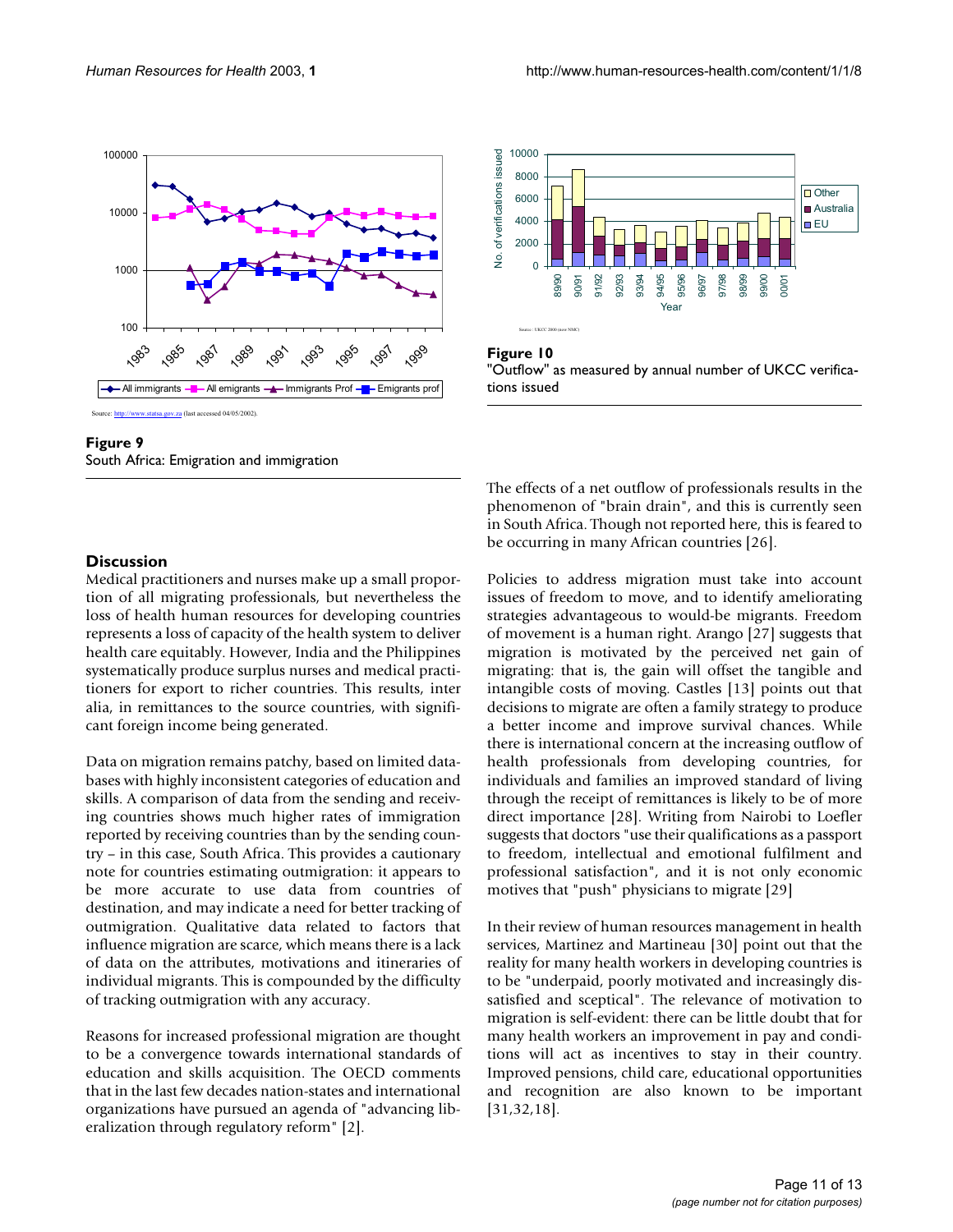100000
10000
1000
100
1983
1985
1987
1989
1991
1993
1995
1997
1999

All immigrants — All emigrants — Immigrants Prof — Emigrants prof

Source: http://www.statsa.gov.za (last accessed 04/05/2002).

**Figure 9**
South Africa: Emigration and immigration

No. of verifications issued
10000
8000
6000
4000
2000
0
89/90
90/91
91/92
92/93
93/94
94/95
95/96
96/97
97/98
98/99
99/00
00/01
Year

Other
Australia
EU

Source: UKCC 2000 (now NMC)

**Figure 10**
"Outflow" as measured by annual number of UKCC verifications issued

## Discussion

Medical practitioners and nurses make up a small proportion of all migrating professionals, but nevertheless the loss of health human resources for developing countries represents a loss of capacity of the health system to deliver health care equitably. However, India and the Philippines systematically produce surplus nurses and medical practitioners for export to richer countries. This results, inter alia, in remittances to the source countries, with significant foreign income being generated.

Data on migration remains patchy, based on limited databases with highly inconsistent categories of education and skills. A comparison of data from the sending and receiving countries shows much higher rates of immigration reported by receiving countries than by the sending country – in this case, South Africa. This provides a cautionary note for countries estimating outmigration: it appears to be more accurate to use data from countries of destination, and may indicate a need for better tracking of outmigration. Qualitative data related to factors that influence migration are scarce, which means there is a lack of data on the attributes, motivations and itineraries of individual migrants. This is compounded by the difficulty of tracking outmigration with any accuracy.

Reasons for increased professional migration are thought to be a convergence towards international standards of education and skills acquisition. The OECD comments that in the last few decades nation-states and international organizations have pursued an agenda of "advancing liberalization through regulatory reform" [2].

The effects of a net outflow of professionals results in the phenomenon of "brain drain", and this is currently seen in South Africa. Though not reported here, this is feared to be occurring in many African countries [26].

Policies to address migration must take into account issues of freedom to move, and to identify ameliorating strategies advantageous to would-be migrants. Freedom of movement is a human right. Arango [27] suggests that migration is motivated by the perceived net gain of migrating: that is, the gain will offset the tangible and intangible costs of moving. Castles [13] points out that decisions to migrate are often a family strategy to produce a better income and improve survival chances. While there is international concern at the increasing outflow of health professionals from developing countries, for individuals and families an improved standard of living through the receipt of remittances is likely to be of more direct importance [28]. Writing from Nairobi to Loefler suggests that doctors "use their qualifications as a passport to freedom, intellectual and emotional fulfilment and professional satisfaction", and it is not only economic motives that "push" physicians to migrate [29]

In their review of human resources management in health services, Martinez and Martineau [30] point out that the reality for many health workers in developing countries is to be "underpaid, poorly motivated and increasingly dissatisfied and sceptical". The relevance of motivation to migration is self-evident: there can be little doubt that for many health workers an improvement in pay and conditions will act as incentives to stay in their country. Improved pensions, child care, educational opportunities and recognition are also known to be important [31,32,18].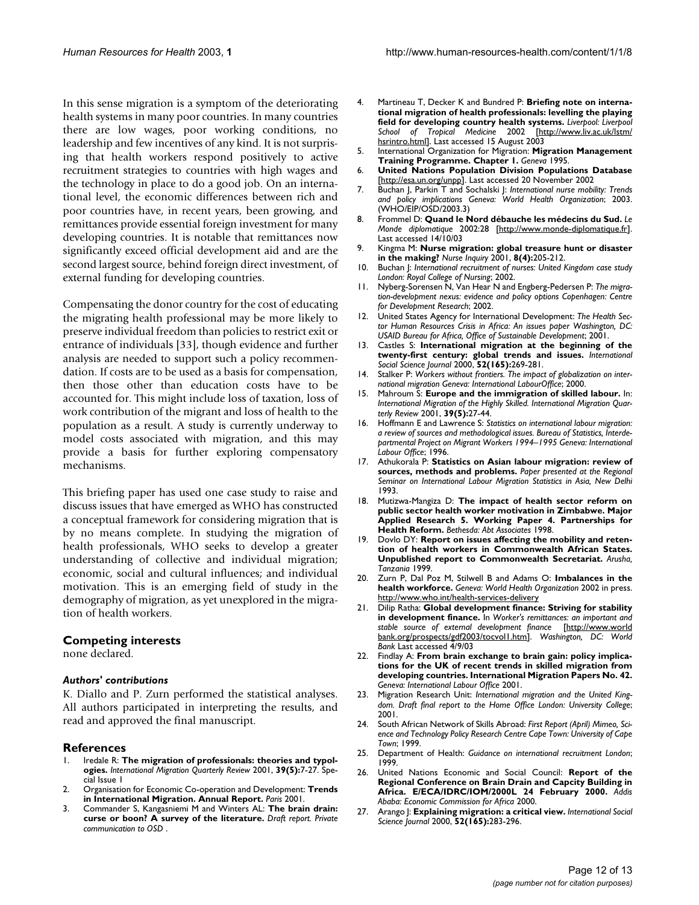In this sense migration is a symptom of the deteriorating health systems in many poor countries. In many countries there are low wages, poor working conditions, no leadership and few incentives of any kind. It is not surprising that health workers respond positively to active recruitment strategies to countries with high wages and the technology in place to do a good job. On an international level, the economic differences between rich and poor countries have, in recent years, been growing, and remittances provide essential foreign investment for many developing countries. It is notable that remittances now significantly exceed official development aid and are the second largest source, behind foreign direct investment, of external funding for developing countries.

Compensating the donor country for the cost of educating the migrating health professional may be more likely to preserve individual freedom than policies to restrict exit or entrance of individuals [33], though evidence and further analysis are needed to support such a policy recommendation. If costs are to be used as a basis for compensation, then those other than education costs have to be accounted for. This might include loss of taxation, loss of work contribution of the migrant and loss of health to the population as a result. A study is currently underway to model costs associated with migration, and this may provide a basis for further exploring compensatory mechanisms.

This briefing paper has used one case study to raise and discuss issues that have emerged as WHO has constructed a conceptual framework for considering migration that is by no means complete. In studying the migration of health professionals, WHO seeks to develop a greater understanding of collective and individual migration; economic, social and cultural influences; and individual motivation. This is an emerging field of study in the demography of migration, as yet unexplored in the migration of health workers.

## Competing interests

none declared.

### *Authors' contributions*

K. Diallo and P. Zurn performed the statistical analyses. All authors participated in interpreting the results, and read and approved the final manuscript.

## References

1. Iredale R: **The migration of professionals: theories and typologies.** *International Migration Quarterly Review* 2001, **39(5):**7-27. Special Issue 1
2. Organisation for Economic Co-operation and Development: **Trends in International Migration. Annual Report.** *Paris* 2001.
3. Commander S, Kangasniemi M and Winters AL: **The brain drain: curse or boon? A survey of the literature.** *Draft report. Private communication to OSD* .
4. Martineau T, Decker K and Bundred P: **Briefing note on international migration of health professionals: levelling the playing field for developing country health systems.** *Liverpool: Liverpool School of Tropical Medicine* 2002 [http://www.liv.ac.uk/lstm/hsrintro.html]. Last accessed 15 August 2003
5. International Organization for Migration: **Migration Management Training Programme. Chapter 1.** *Geneva* 1995.
6. **United Nations Population Division Populations Database** [http://esa.un.org/unpp]. Last accessed 20 November 2002
7. Buchan J, Parkin T and Sochalski J: *International nurse mobility: Trends and policy implications Geneva: World Health Organization*; 2003. (WHO/EIP/OSD/2003.3)
8. Frommel D: **Quand le Nord débauche les médecins du Sud.** *Le Monde diplomatique* 2002:28 [http://www.monde-diplomatique.fr]. Last accessed 14/10/03
9. Kingma M: **Nurse migration: global treasure hunt or disaster in the making?** *Nurse Inquiry* 2001, **8(4):**205-212.
10. Buchan J: *International recruitment of nurses: United Kingdom case study London: Royal College of Nursing*; 2002.
11. Nyberg-Sorensen N, Van Hear N and Engberg-Pedersen P: *The migration-development nexus: evidence and policy options Copenhagen: Centre for Development Research*; 2002.
12. United States Agency for International Development: *The Health Sector Human Resources Crisis in Africa: An issues paper Washington, DC: USAID Bureau for Africa, Office of Sustainable Development*; 2001.
13. Castles S: **International migration at the beginning of the twenty-first century: global trends and issues.** *International Social Science Journal* 2000, **52(165):**269-281.
14. Stalker P: *Workers without frontiers. The impact of globalization on international migration Geneva: International LabourOffice*; 2000.
15. Mahroum S: **Europe and the immigration of skilled labour.** In: *International Migration of the Highly Skilled. International Migration Quarterly Review* 2001, **39(5):**27-44.
16. Hoffmann E and Lawrence S: *Statistics on international labour migration: a review of sources and methodological issues. Bureau of Statistics, Interdepartmental Project on Migrant Workers 1994–1995 Geneva: International Labour Office*; 1996.
17. Athukorala P: **Statistics on Asian labour migration: review of sources, methods and problems.** *Paper presented at the Regional Seminar on International Labour Migration Statistics in Asia, New Delhi* 1993.
18. Mutizwa-Mangiza D: **The impact of health sector reform on public sector health worker motivation in Zimbabwe. Major Applied Research 5. Working Paper 4. Partnerships for Health Reform.** *Bethesda: Abt Associates* 1998.
19. Dovlo DY: **Report on issues affecting the mobility and retention of health workers in Commonwealth African States. Unpublished report to Commonwealth Secretariat.** *Arusha, Tanzania* 1999.
20. Zurn P, Dal Poz M, Stilwell B and Adams O: **Imbalances in the health workforce.** *Geneva: World Health Organization* 2002 in press. http://www.who.int/health-services-delivery
21. Dilip Ratha: **Global development finance: Striving for stability in development finance.** In *Worker's remittances: an important and stable source of external development finance* [http://www.worldbank.org/prospects/gdf2003/tocvol1.htm]. *Washington, DC: World Bank* Last accessed 4/9/03
22. Findlay A: **From brain exchange to brain gain: policy implications for the UK of recent trends in skilled migration from developing countries. International Migration Papers No. 42.** *Geneva: International Labour Office* 2001.
23. Migration Research Unit: *International migration and the United Kingdom. Draft final report to the Home Office London: University College*; 2001.
24. South African Network of Skills Abroad: *First Report (April) Mimeo, Science and Technology Policy Research Centre Cape Town: University of Cape Town*; 1999.
25. Department of Health: *Guidance on international recruitment London*; 1999.
26. United Nations Economic and Social Council: **Report of the Regional Conference on Brain Drain and Capcity Building in Africa. E/ECA/IDRC/IOM/2000L 24 February 2000.** *Addis Ababa: Economic Commission for Africa* 2000.
27. Arango J: **Explaining migration: a critical view.** *International Social Science Journal* 2000, **52(165):**283-296.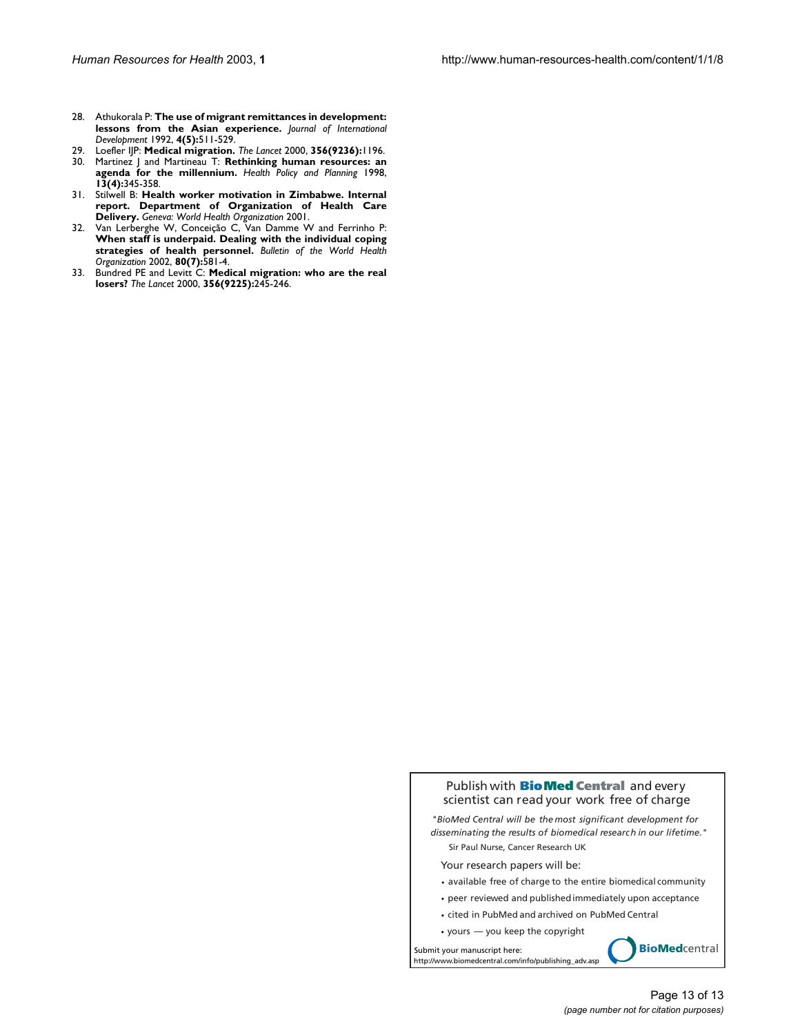28. Athukorala P: **The use of migrant remittances in development: lessons from the Asian experience.** *Journal of International Development* 1992, **4(5):**511-529.
29. Loefler IJP: **Medical migration.** *The Lancet* 2000, **356(9236):**1196.
30. Martinez J and Martineau T: **Rethinking human resources: an agenda for the millennium.** *Health Policy and Planning* 1998, **13(4):**345-358.
31. Stilwell B: **Health worker motivation in Zimbabwe. Internal report. Department of Organization of Health Care Delivery.** *Geneva: World Health Organization* 2001.
32. Van Lerberghe W, Conceição C, Van Damme W and Ferrinho P: **When staff is underpaid. Dealing with the individual coping strategies of health personnel.** *Bulletin of the World Health Organization* 2002, **80(7):**581-4.
33. Bundred PE and Levitt C: **Medical migration: who are the real losers?** *The Lancet* 2000, **356(9225):**245-246.

Publish with **BioMed Central** and every scientist can read your work free of charge

*"BioMed Central will be the most significant development for disseminating the results of biomedical research in our lifetime."*

Sir Paul Nurse, Cancer Research UK

Your research papers will be:

- available free of charge to the entire biomedical community
- peer reviewed and published immediately upon acceptance
- cited in PubMed and archived on PubMed Central
- yours — you keep the copyright

Submit your manuscript here:
http://www.biomedcentral.com/info/publishing_adv.asp

**BioMed**central